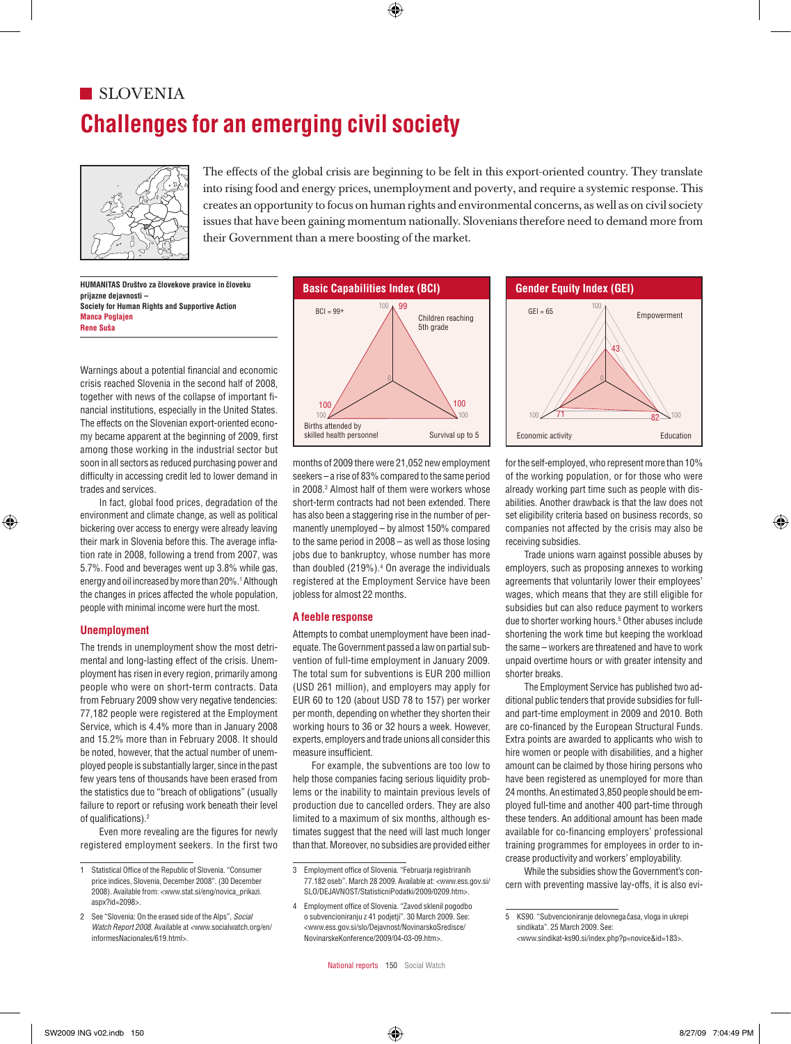# SLOVENIA

# Challenges for an emerging civil society

The effects of the global crisis are beginning to be felt in this export-oriented country. They translate into rising food and energy prices, unemployment and poverty, and require a systemic response. This creates an opportunity to focus on human rights and environmental concerns, as well as on civil society issues that have been gaining momentum nationally. Slovenians therefore need to demand more from their Government than a mere boosting of the market.

**HUMANITAS Društvo za človekove pravice in človeku prijazne dejavnosti – Society for Human Rights and Supportive Action**
**Manca Poglajen**
**Rene Suša**

**Basic Capabilities Index (BCI)**

BCI = 99+

- Children reaching 5th grade: 99
- Births attended by skilled health personnel: 100
- Survival up to 5: 100

**Gender Equity Index (GEI)**

GEI = 65

- Empowerment: 43
- Economic activity: 71
- Education: 82

Warnings about a potential financial and economic crisis reached Slovenia in the second half of 2008, together with news of the collapse of important financial institutions, especially in the United States. The effects on the Slovenian export-oriented economy became apparent at the beginning of 2009, first among those working in the industrial sector but soon in all sectors as reduced purchasing power and difficulty in accessing credit led to lower demand in trades and services.

In fact, global food prices, degradation of the environment and climate change, as well as political bickering over access to energy were already leaving their mark in Slovenia before this. The average inflation rate in 2008, following a trend from 2007, was 5.7%. Food and beverages went up 3.8% while gas, energy and oil increased by more than 20%.[1] Although the changes in prices affected the whole population, people with minimal income were hurt the most.

## Unemployment

The trends in unemployment show the most detrimental and long-lasting effect of the crisis. Unemployment has risen in every region, primarily among people who were on short-term contracts. Data from February 2009 show very negative tendencies: 77,182 people were registered at the Employment Service, which is 4.4% more than in January 2008 and 15.2% more than in February 2008. It should be noted, however, that the actual number of unemployed people is substantially larger, since in the past few years tens of thousands have been erased from the statistics due to "breach of obligations" (usually failure to report or refusing work beneath their level of qualifications).[2]

Even more revealing are the figures for newly registered employment seekers. In the first two months of 2009 there were 21,052 new employment seekers – a rise of 83% compared to the same period in 2008.[3] Almost half of them were workers whose short-term contracts had not been extended. There has also been a staggering rise in the number of permanently unemployed – by almost 150% compared to the same period in 2008 – as well as those losing jobs due to bankruptcy, whose number has more than doubled (219%).[4] On average the individuals registered at the Employment Service have been jobless for almost 22 months.

## A feeble response

Attempts to combat unemployment have been inadequate. The Government passed a law on partial subvention of full-time employment in January 2009. The total sum for subventions is EUR 200 million (USD 261 million), and employers may apply for EUR 60 to 120 (about USD 78 to 157) per worker per month, depending on whether they shorten their working hours to 36 or 32 hours a week. However, experts, employers and trade unions all consider this measure insufficient.

For example, the subventions are too low to help those companies facing serious liquidity problems or the inability to maintain previous levels of production due to cancelled orders. They are also limited to a maximum of six months, although estimates suggest that the need will last much longer than that. Moreover, no subsidies are provided either for the self-employed, who represent more than 10% of the working population, or for those who were already working part time such as people with disabilities. Another drawback is that the law does not set eligibility criteria based on business records, so companies not affected by the crisis may also be receiving subsidies.

Trade unions warn against possible abuses by employers, such as proposing annexes to working agreements that voluntarily lower their employees' wages, which means that they are still eligible for subsidies but can also reduce payment to workers due to shorter working hours.[5] Other abuses include shortening the work time but keeping the workload the same – workers are threatened and have to work unpaid overtime hours or with greater intensity and shorter breaks.

The Employment Service has published two additional public tenders that provide subsidies for full- and part-time employment in 2009 and 2010. Both are co-financed by the European Structural Funds. Extra points are awarded to applicants who wish to hire women or people with disabilities, and a higher amount can be claimed by those hiring persons who have been registered as unemployed for more than 24 months. An estimated 3,850 people should be employed full-time and another 400 part-time through these tenders. An additional amount has been made available for co-financing employers' professional training programmes for employees in order to increase productivity and workers' employability.

While the subsidies show the Government's concern with preventing massive lay-offs, it is also evi-

---

1 Statistical Office of the Republic of Slovenia. "Consumer price indices, Slovenia, December 2008". (30 December 2008). Available from: <www.stat.si/eng/novica_prikazi.aspx?id=2098>.

2 See "Slovenia: On the erased side of the Alps", *Social Watch Report 2008*. Available at <www.socialwatch.org/en/informesNacionales/619.html>.

3 Employment office of Slovenia. "Februarja registriranih 77.182 oseb". March 28 2009. Available at: <www.ess.gov.si/SLO/DEJAVNOST/StatisticniPodatki/2009/0209.htm>.

4 Employment office of Slovenia. "Zavod sklenil pogodbo o subvencioniranju z 41 podjetji". 30 March 2009. See: <www.ess.gov.si/slo/Dejavnost/NovinarskoSredisce/NovinarskeKonference/2009/04-03-09.htm>.

5 KS90. "Subvencioniranje delovnega časa, vloga in ukrepi sindikata". 25 March 2009. See: <www.sindikat-ks90.si/index.php?p=novice&id=183>.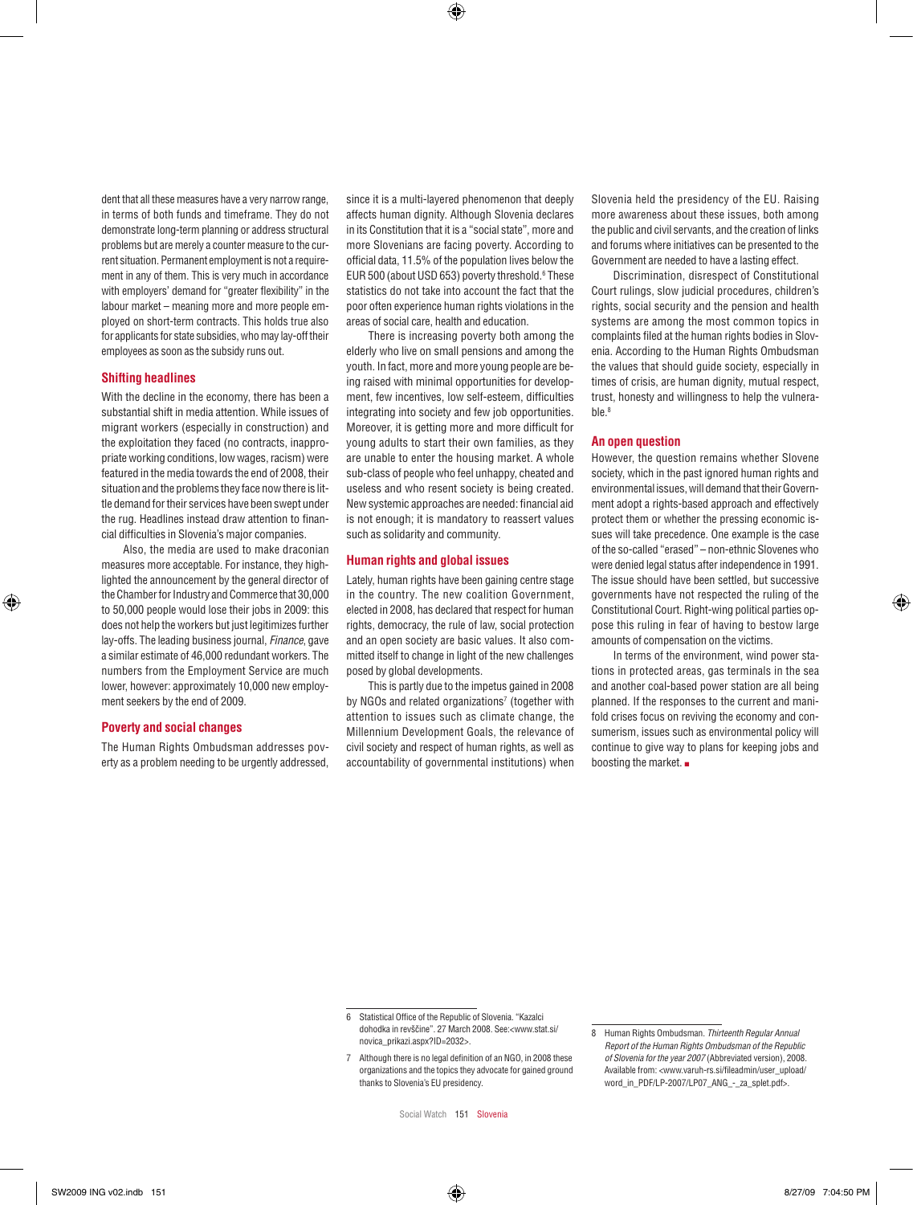dent that all these measures have a very narrow range, in terms of both funds and timeframe. They do not demonstrate long-term planning or address structural problems but are merely a counter measure to the current situation. Permanent employment is not a requirement in any of them. This is very much in accordance with employers' demand for "greater flexibility" in the labour market – meaning more and more people employed on short-term contracts. This holds true also for applicants for state subsidies, who may lay-off their employees as soon as the subsidy runs out.

## Shifting headlines

With the decline in the economy, there has been a substantial shift in media attention. While issues of migrant workers (especially in construction) and the exploitation they faced (no contracts, inappropriate working conditions, low wages, racism) were featured in the media towards the end of 2008, their situation and the problems they face now there is little demand for their services have been swept under the rug. Headlines instead draw attention to financial difficulties in Slovenia's major companies.

Also, the media are used to make draconian measures more acceptable. For instance, they highlighted the announcement by the general director of the Chamber for Industry and Commerce that 30,000 to 50,000 people would lose their jobs in 2009: this does not help the workers but just legitimizes further lay-offs. The leading business journal, *Finance*, gave a similar estimate of 46,000 redundant workers. The numbers from the Employment Service are much lower, however: approximately 10,000 new employment seekers by the end of 2009.

## Poverty and social changes

The Human Rights Ombudsman addresses poverty as a problem needing to be urgently addressed, since it is a multi-layered phenomenon that deeply affects human dignity. Although Slovenia declares in its Constitution that it is a "social state", more and more Slovenians are facing poverty. According to official data, 11.5% of the population lives below the EUR 500 (about USD 653) poverty threshold.[6] These statistics do not take into account the fact that the poor often experience human rights violations in the areas of social care, health and education.

There is increasing poverty both among the elderly who live on small pensions and among the youth. In fact, more and more young people are being raised with minimal opportunities for development, few incentives, low self-esteem, difficulties integrating into society and few job opportunities. Moreover, it is getting more and more difficult for young adults to start their own families, as they are unable to enter the housing market. A whole sub-class of people who feel unhappy, cheated and useless and who resent society is being created. New systemic approaches are needed: financial aid is not enough; it is mandatory to reassert values such as solidarity and community.

## Human rights and global issues

Lately, human rights have been gaining centre stage in the country. The new coalition Government, elected in 2008, has declared that respect for human rights, democracy, the rule of law, social protection and an open society are basic values. It also committed itself to change in light of the new challenges posed by global developments.

This is partly due to the impetus gained in 2008 by NGOs and related organizations[7] (together with attention to issues such as climate change, the Millennium Development Goals, the relevance of civil society and respect of human rights, as well as accountability of governmental institutions) when Slovenia held the presidency of the EU. Raising more awareness about these issues, both among the public and civil servants, and the creation of links and forums where initiatives can be presented to the Government are needed to have a lasting effect.

Discrimination, disrespect of Constitutional Court rulings, slow judicial procedures, children's rights, social security and the pension and health systems are among the most common topics in complaints filed at the human rights bodies in Slovenia. According to the Human Rights Ombudsman the values that should guide society, especially in times of crisis, are human dignity, mutual respect, trust, honesty and willingness to help the vulnerable.[8]

## An open question

However, the question remains whether Slovene society, which in the past ignored human rights and environmental issues, will demand that their Government adopt a rights-based approach and effectively protect them or whether the pressing economic issues will take precedence. One example is the case of the so-called "erased" – non-ethnic Slovenes who were denied legal status after independence in 1991. The issue should have been settled, but successive governments have not respected the ruling of the Constitutional Court. Right-wing political parties oppose this ruling in fear of having to bestow large amounts of compensation on the victims.

In terms of the environment, wind power stations in protected areas, gas terminals in the sea and another coal-based power station are all being planned. If the responses to the current and manifold crises focus on reviving the economy and consumerism, issues such as environmental policy will continue to give way to plans for keeping jobs and boosting the market. ■

---

6 Statistical Office of the Republic of Slovenia. "Kazalci dohodka in revščine". 27 March 2008. See:<www.stat.si/novica_prikazi.aspx?ID=2032>.

7 Although there is no legal definition of an NGO, in 2008 these organizations and the topics they advocate for gained ground thanks to Slovenia's EU presidency.

8 Human Rights Ombudsman. *Thirteenth Regular Annual Report of the Human Rights Ombudsman of the Republic of Slovenia for the year 2007* (Abbreviated version), 2008. Available from: <www.varuh-rs.si/fileadmin/user_upload/word_in_PDF/LP-2007/LP07_ANG_-_za_splet.pdf>.